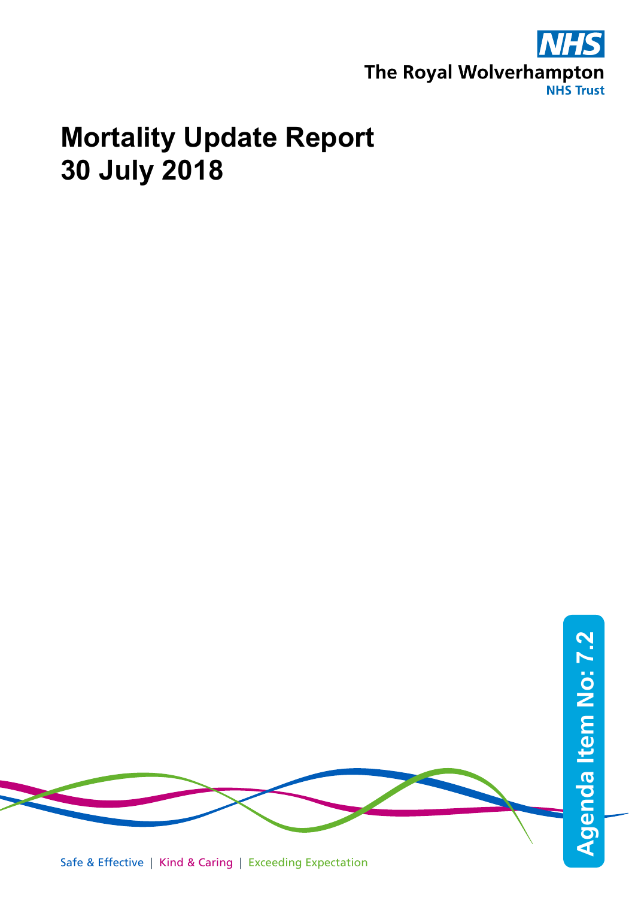The Royal Wolverhampton NHS Trust

# Mortality Update Report
# 30 July 2018

Agenda Item No: 7.2

Safe & Effective | Kind & Caring | Exceeding Expectation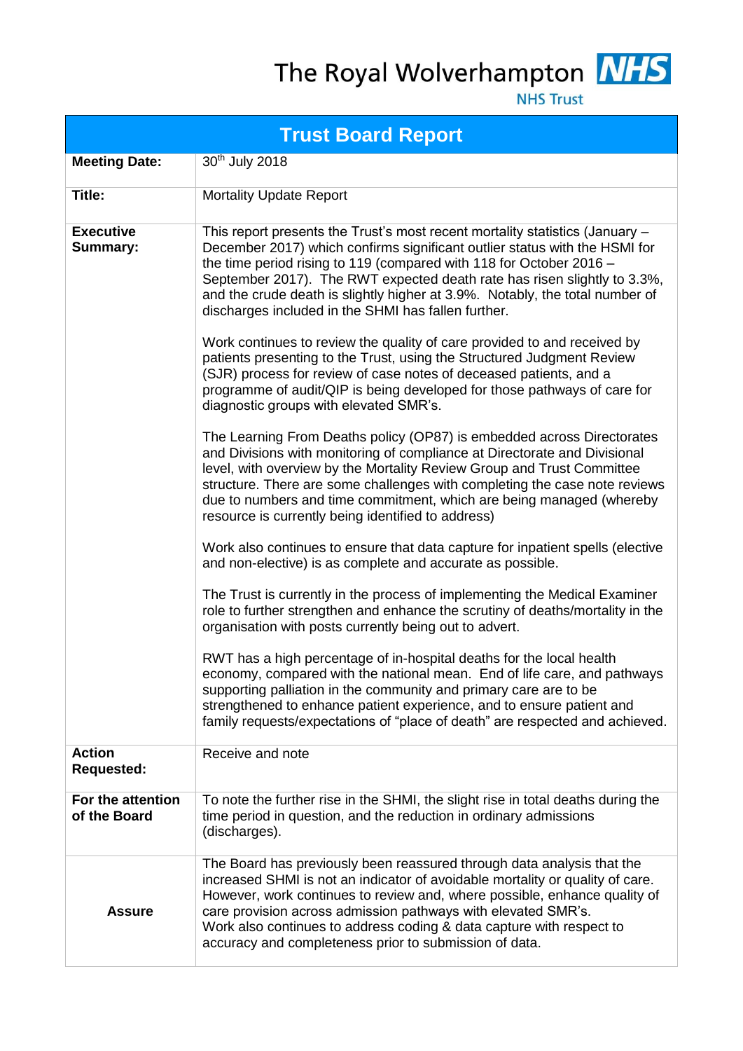The Royal Wolverhampton NHS Trust

| Trust Board Report | |
|---|---|
| **Meeting Date:** | 30th July 2018 |
| **Title:** | Mortality Update Report |
| **Executive Summary:** | This report presents the Trust's most recent mortality statistics (January – December 2017) which confirms significant outlier status with the HSMI for the time period rising to 119 (compared with 118 for October 2016 – September 2017). The RWT expected death rate has risen slightly to 3.3%, and the crude death is slightly higher at 3.9%. Notably, the total number of discharges included in the SHMI has fallen further.<br><br>Work continues to review the quality of care provided to and received by patients presenting to the Trust, using the Structured Judgment Review (SJR) process for review of case notes of deceased patients, and a programme of audit/QIP is being developed for those pathways of care for diagnostic groups with elevated SMR's.<br><br>The Learning From Deaths policy (OP87) is embedded across Directorates and Divisions with monitoring of compliance at Directorate and Divisional level, with overview by the Mortality Review Group and Trust Committee structure. There are some challenges with completing the case note reviews due to numbers and time commitment, which are being managed (whereby resource is currently being identified to address)<br><br>Work also continues to ensure that data capture for inpatient spells (elective and non-elective) is as complete and accurate as possible.<br><br>The Trust is currently in the process of implementing the Medical Examiner role to further strengthen and enhance the scrutiny of deaths/mortality in the organisation with posts currently being out to advert.<br><br>RWT has a high percentage of in-hospital deaths for the local health economy, compared with the national mean. End of life care, and pathways supporting palliation in the community and primary care are to be strengthened to enhance patient experience, and to ensure patient and family requests/expectations of "place of death" are respected and achieved. |
| **Action Requested:** | Receive and note |
| **For the attention of the Board** | To note the further rise in the SHMI, the slight rise in total deaths during the time period in question, and the reduction in ordinary admissions (discharges). |
| **Assure** | The Board has previously been reassured through data analysis that the increased SHMI is not an indicator of avoidable mortality or quality of care. However, work continues to review and, where possible, enhance quality of care provision across admission pathways with elevated SMR's.<br>Work also continues to address coding & data capture with respect to accuracy and completeness prior to submission of data. |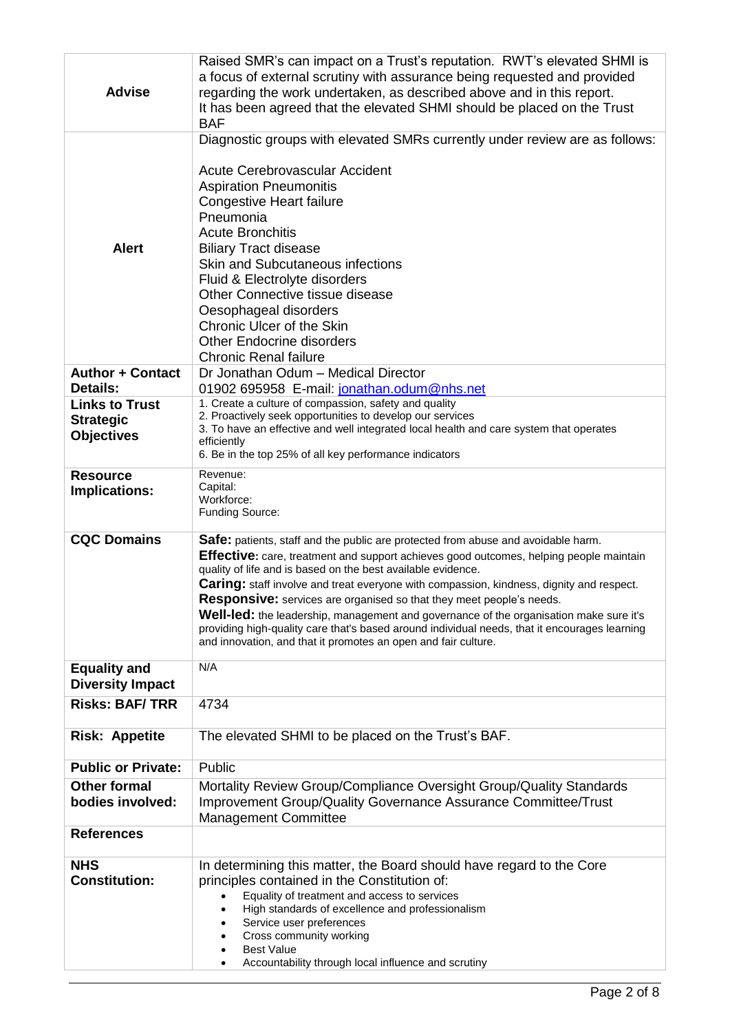| | |
|---|---|
| **Advise** | Raised SMR's can impact on a Trust's reputation. RWT's elevated SHMI is a focus of external scrutiny with assurance being requested and provided regarding the work undertaken, as described above and in this report. It has been agreed that the elevated SHMI should be placed on the Trust BAF |
| **Alert** | Diagnostic groups with elevated SMRs currently under review are as follows:<br><br>Acute Cerebrovascular Accident<br>Aspiration Pneumonitis<br>Congestive Heart failure<br>Pneumonia<br>Acute Bronchitis<br>Biliary Tract disease<br>Skin and Subcutaneous infections<br>Fluid & Electrolyte disorders<br>Other Connective tissue disease<br>Oesophageal disorders<br>Chronic Ulcer of the Skin<br>Other Endocrine disorders<br>Chronic Renal failure |
| **Author + Contact Details:** | Dr Jonathan Odum – Medical Director<br>01902 695958 E-mail: jonathan.odum@nhs.net |
| **Links to Trust Strategic Objectives** | 1. Create a culture of compassion, safety and quality<br>2. Proactively seek opportunities to develop our services<br>3. To have an effective and well integrated local health and care system that operates efficiently<br>6. Be in the top 25% of all key performance indicators |
| **Resource Implications:** | Revenue:<br>Capital:<br>Workforce:<br>Funding Source: |
| **CQC Domains** | **Safe:** patients, staff and the public are protected from abuse and avoidable harm.<br>**Effective:** care, treatment and support achieves good outcomes, helping people maintain quality of life and is based on the best available evidence.<br>**Caring:** staff involve and treat everyone with compassion, kindness, dignity and respect.<br>**Responsive:** services are organised so that they meet people's needs.<br>**Well-led:** the leadership, management and governance of the organisation make sure it's providing high-quality care that's based around individual needs, that it encourages learning and innovation, and that it promotes an open and fair culture. |
| **Equality and Diversity Impact** | N/A |
| **Risks: BAF/ TRR** | 4734 |
| **Risk: Appetite** | The elevated SHMI to be placed on the Trust's BAF. |
| **Public or Private:** | Public |
| **Other formal bodies involved:** | Mortality Review Group/Compliance Oversight Group/Quality Standards Improvement Group/Quality Governance Assurance Committee/Trust Management Committee |
| **References** | |
| **NHS Constitution:** | In determining this matter, the Board should have regard to the Core principles contained in the Constitution of:<br>• Equality of treatment and access to services<br>• High standards of excellence and professionalism<br>• Service user preferences<br>• Cross community working<br>• Best Value<br>• Accountability through local influence and scrutiny |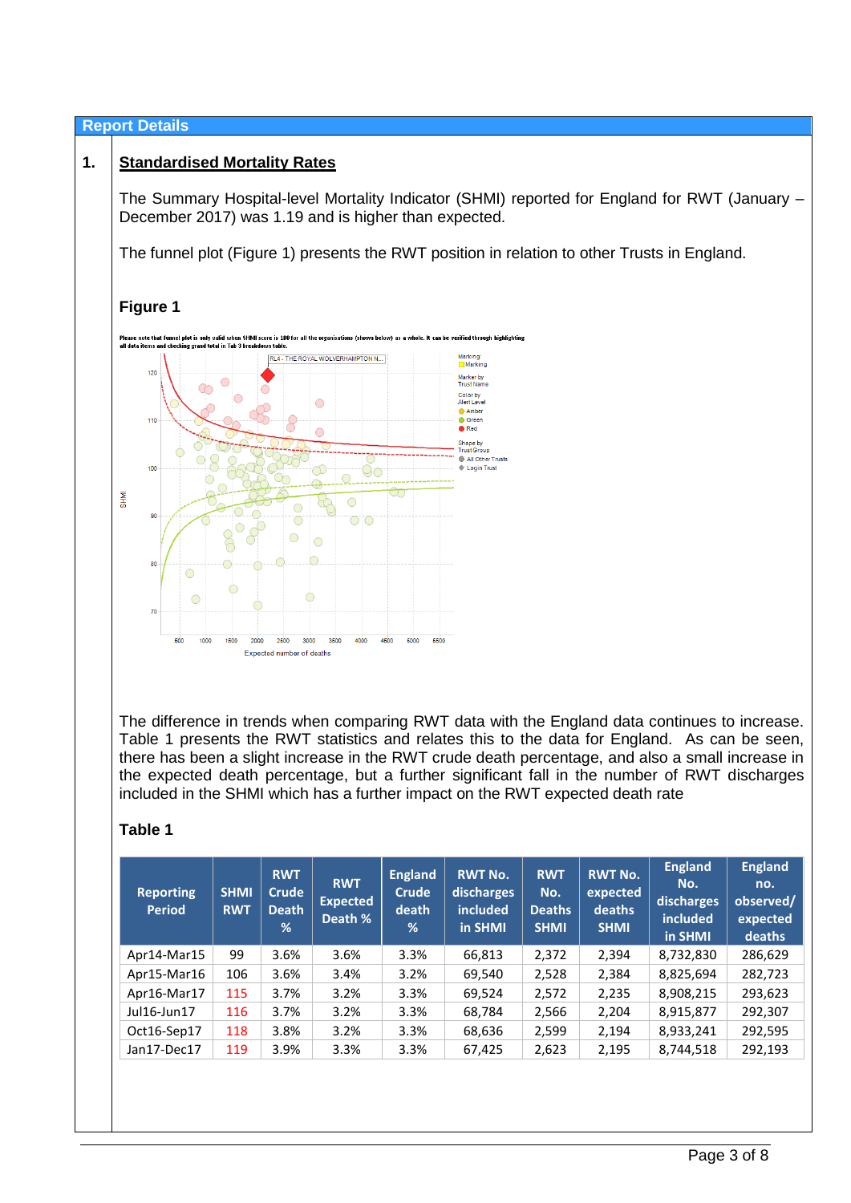## Report Details

### 1. Standardised Mortality Rates

The Summary Hospital-level Mortality Indicator (SHMI) reported for England for RWT (January – December 2017) was 1.19 and is higher than expected.

The funnel plot (Figure 1) presents the RWT position in relation to other Trusts in England.

**Figure 1**

The difference in trends when comparing RWT data with the England data continues to increase. Table 1 presents the RWT statistics and relates this to the data for England. As can be seen, there has been a slight increase in the RWT crude death percentage, and also a small increase in the expected death percentage, but a further significant fall in the number of RWT discharges included in the SHMI which has a further impact on the RWT expected death rate

**Table 1**

| Reporting Period | SHMI RWT | RWT Crude Death % | RWT Expected Death % | England Crude death % | RWT No. discharges included in SHMI | RWT No. Deaths SHMI | RWT No. expected deaths SHMI | England No. discharges included in SHMI | England no. observed/ expected deaths |
|---|---|---|---|---|---|---|---|---|---|
| Apr14-Mar15 | 99 | 3.6% | 3.6% | 3.3% | 66,813 | 2,372 | 2,394 | 8,732,830 | 286,629 |
| Apr15-Mar16 | 106 | 3.6% | 3.4% | 3.2% | 69,540 | 2,528 | 2,384 | 8,825,694 | 282,723 |
| Apr16-Mar17 | 115 | 3.7% | 3.2% | 3.3% | 69,524 | 2,572 | 2,235 | 8,908,215 | 293,623 |
| Jul16-Jun17 | 116 | 3.7% | 3.2% | 3.3% | 68,784 | 2,566 | 2,204 | 8,915,877 | 292,307 |
| Oct16-Sep17 | 118 | 3.8% | 3.2% | 3.3% | 68,636 | 2,599 | 2,194 | 8,933,241 | 292,595 |
| Jan17-Dec17 | 119 | 3.9% | 3.3% | 3.3% | 67,425 | 2,623 | 2,195 | 8,744,518 | 292,193 |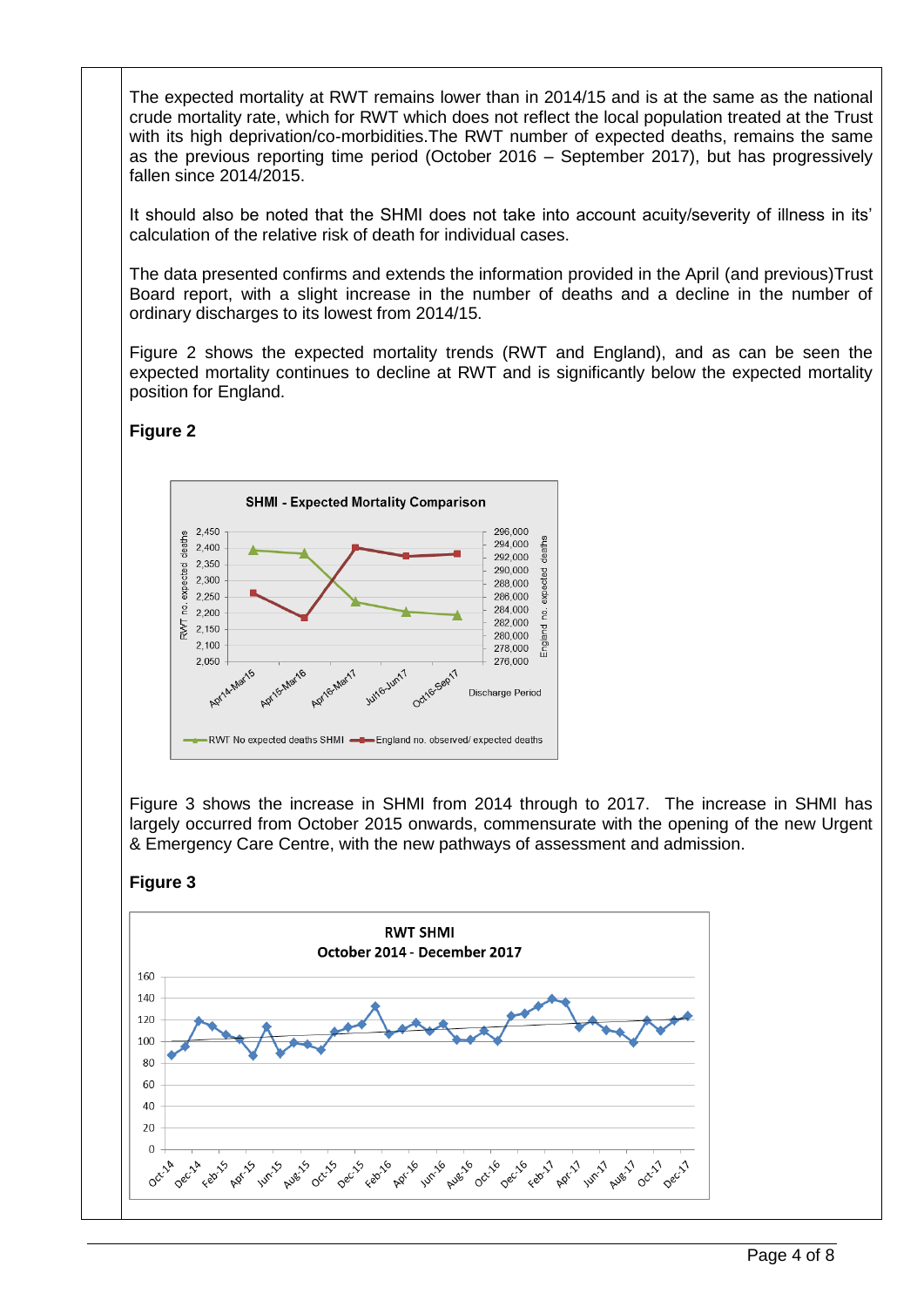The expected mortality at RWT remains lower than in 2014/15 and is at the same as the national crude mortality rate, which for RWT which does not reflect the local population treated at the Trust with its high deprivation/co-morbidities.The RWT number of expected deaths, remains the same as the previous reporting time period (October 2016 – September 2017), but has progressively fallen since 2014/2015.

It should also be noted that the SHMI does not take into account acuity/severity of illness in its' calculation of the relative risk of death for individual cases.

The data presented confirms and extends the information provided in the April (and previous)Trust Board report, with a slight increase in the number of deaths and a decline in the number of ordinary discharges to its lowest from 2014/15.

Figure 2 shows the expected mortality trends (RWT and England), and as can be seen the expected mortality continues to decline at RWT and is significantly below the expected mortality position for England.

**Figure 2**

Figure 3 shows the increase in SHMI from 2014 through to 2017. The increase in SHMI has largely occurred from October 2015 onwards, commensurate with the opening of the new Urgent & Emergency Care Centre, with the new pathways of assessment and admission.

**Figure 3**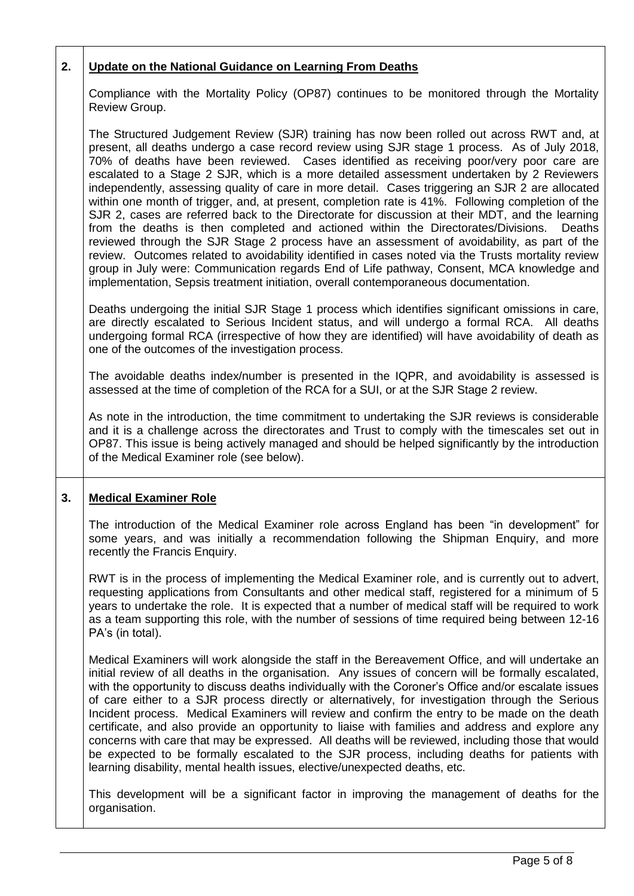## 2. Update on the National Guidance on Learning From Deaths

Compliance with the Mortality Policy (OP87) continues to be monitored through the Mortality Review Group.

The Structured Judgement Review (SJR) training has now been rolled out across RWT and, at present, all deaths undergo a case record review using SJR stage 1 process. As of July 2018, 70% of deaths have been reviewed. Cases identified as receiving poor/very poor care are escalated to a Stage 2 SJR, which is a more detailed assessment undertaken by 2 Reviewers independently, assessing quality of care in more detail. Cases triggering an SJR 2 are allocated within one month of trigger, and, at present, completion rate is 41%. Following completion of the SJR 2, cases are referred back to the Directorate for discussion at their MDT, and the learning from the deaths is then completed and actioned within the Directorates/Divisions. Deaths reviewed through the SJR Stage 2 process have an assessment of avoidability, as part of the review. Outcomes related to avoidability identified in cases noted via the Trusts mortality review group in July were: Communication regards End of Life pathway, Consent, MCA knowledge and implementation, Sepsis treatment initiation, overall contemporaneous documentation.

Deaths undergoing the initial SJR Stage 1 process which identifies significant omissions in care, are directly escalated to Serious Incident status, and will undergo a formal RCA. All deaths undergoing formal RCA (irrespective of how they are identified) will have avoidability of death as one of the outcomes of the investigation process.

The avoidable deaths index/number is presented in the IQPR, and avoidability is assessed is assessed at the time of completion of the RCA for a SUI, or at the SJR Stage 2 review.

As note in the introduction, the time commitment to undertaking the SJR reviews is considerable and it is a challenge across the directorates and Trust to comply with the timescales set out in OP87. This issue is being actively managed and should be helped significantly by the introduction of the Medical Examiner role (see below).

## 3. Medical Examiner Role

The introduction of the Medical Examiner role across England has been "in development" for some years, and was initially a recommendation following the Shipman Enquiry, and more recently the Francis Enquiry.

RWT is in the process of implementing the Medical Examiner role, and is currently out to advert, requesting applications from Consultants and other medical staff, registered for a minimum of 5 years to undertake the role. It is expected that a number of medical staff will be required to work as a team supporting this role, with the number of sessions of time required being between 12-16 PA's (in total).

Medical Examiners will work alongside the staff in the Bereavement Office, and will undertake an initial review of all deaths in the organisation. Any issues of concern will be formally escalated, with the opportunity to discuss deaths individually with the Coroner's Office and/or escalate issues of care either to a SJR process directly or alternatively, for investigation through the Serious Incident process. Medical Examiners will review and confirm the entry to be made on the death certificate, and also provide an opportunity to liaise with families and address and explore any concerns with care that may be expressed. All deaths will be reviewed, including those that would be expected to be formally escalated to the SJR process, including deaths for patients with learning disability, mental health issues, elective/unexpected deaths, etc.

This development will be a significant factor in improving the management of deaths for the organisation.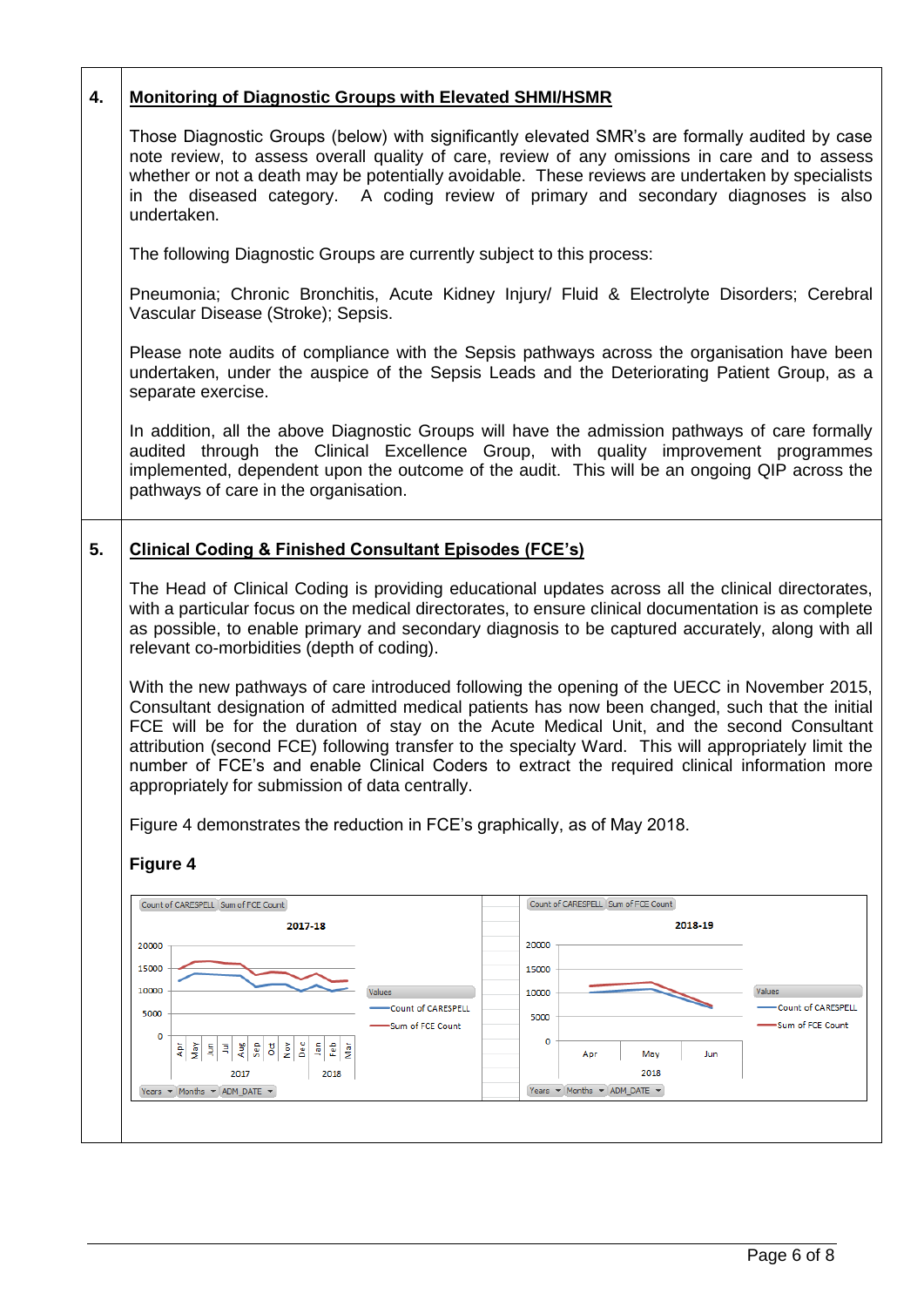## 4. Monitoring of Diagnostic Groups with Elevated SHMI/HSMR

Those Diagnostic Groups (below) with significantly elevated SMR's are formally audited by case note review, to assess overall quality of care, review of any omissions in care and to assess whether or not a death may be potentially avoidable. These reviews are undertaken by specialists in the diseased category. A coding review of primary and secondary diagnoses is also undertaken.

The following Diagnostic Groups are currently subject to this process:

Pneumonia; Chronic Bronchitis, Acute Kidney Injury/ Fluid & Electrolyte Disorders; Cerebral Vascular Disease (Stroke); Sepsis.

Please note audits of compliance with the Sepsis pathways across the organisation have been undertaken, under the auspice of the Sepsis Leads and the Deteriorating Patient Group, as a separate exercise.

In addition, all the above Diagnostic Groups will have the admission pathways of care formally audited through the Clinical Excellence Group, with quality improvement programmes implemented, dependent upon the outcome of the audit. This will be an ongoing QIP across the pathways of care in the organisation.

## 5. Clinical Coding & Finished Consultant Episodes (FCE's)

The Head of Clinical Coding is providing educational updates across all the clinical directorates, with a particular focus on the medical directorates, to ensure clinical documentation is as complete as possible, to enable primary and secondary diagnosis to be captured accurately, along with all relevant co-morbidities (depth of coding).

With the new pathways of care introduced following the opening of the UECC in November 2015, Consultant designation of admitted medical patients has now been changed, such that the initial FCE will be for the duration of stay on the Acute Medical Unit, and the second Consultant attribution (second FCE) following transfer to the specialty Ward. This will appropriately limit the number of FCE's and enable Clinical Coders to extract the required clinical information more appropriately for submission of data centrally.

Figure 4 demonstrates the reduction in FCE's graphically, as of May 2018.

**Figure 4**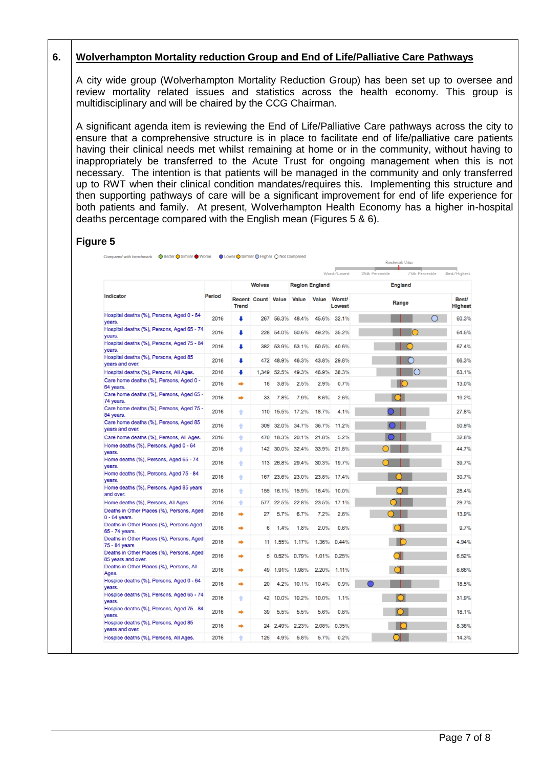## 6. Wolverhampton Mortality reduction Group and End of Life/Palliative Care Pathways

A city wide group (Wolverhampton Mortality Reduction Group) has been set up to oversee and review mortality related issues and statistics across the health economy. This group is multidisciplinary and will be chaired by the CCG Chairman.

A significant agenda item is reviewing the End of Life/Palliative Care pathways across the city to ensure that a comprehensive structure is in place to facilitate end of life/palliative care patients having their clinical needs met whilst remaining at home or in the community, without having to inappropriately be transferred to the Acute Trust for ongoing management when this is not necessary. The intention is that patients will be managed in the community and only transferred up to RWT when their clinical condition mandates/requires this. Implementing this structure and then supporting pathways of care will be a significant improvement for end of life experience for both patients and family. At present, Wolverhampton Health Economy has a higher in-hospital deaths percentage compared with the English mean (Figures 5 & 6).

### Figure 5

Compared with benchmark: Better / Similar / Worse; Lower / Similar / Higher / Not Compared

| Indicator | Period | Wolves | | | Region | England | England | | |
|---|---|---|---|---|---|---|---|---|---|
| | | Recent Trend | Count | Value | Value | Value | Worst/Lowest | Range | Best/Highest |
| Hospital deaths (%), Persons, Aged 0 - 64 years. | 2016 | ↓ | 267 | 56.3% | 48.4% | 45.6% | 32.1% | | 60.3% |
| Hospital deaths (%), Persons, Aged 65 - 74 years. | 2016 | ↓ | 228 | 54.0% | 50.6% | 49.2% | 35.2% | | 64.5% |
| Hospital deaths (%), Persons, Aged 75 - 84 years. | 2016 | ↓ | 382 | 53.9% | 53.1% | 50.5% | 40.6% | | 67.4% |
| Hospital deaths (%), Persons, Aged 85 years and over. | 2016 | ↓ | 472 | 48.9% | 46.3% | 43.8% | 29.8% | | 66.3% |
| Hospital deaths (%), Persons, All Ages. | 2016 | ↓ | 1,349 | 52.5% | 49.3% | 46.9% | 38.3% | | 63.1% |
| Care home deaths (%), Persons, Aged 0 - 64 years. | 2016 | → | 18 | 3.8% | 2.5% | 2.9% | 0.7% | | 13.0% |
| Care home deaths (%), Persons, Aged 65 - 74 years. | 2016 | → | 33 | 7.8% | 7.9% | 8.6% | 2.6% | | 19.2% |
| Care home deaths (%), Persons, Aged 75 - 84 years. | 2016 | ↑ | 110 | 15.5% | 17.2% | 18.7% | 4.1% | | 27.8% |
| Care home deaths (%), Persons, Aged 85 years and over. | 2016 | ↑ | 309 | 32.0% | 34.7% | 36.7% | 11.2% | | 50.9% |
| Care home deaths (%), Persons, All Ages. | 2016 | ↑ | 470 | 18.3% | 20.1% | 21.8% | 5.2% | | 32.8% |
| Home deaths (%), Persons, Aged 0 - 64 years. | 2016 | ↑ | 142 | 30.0% | 32.4% | 33.9% | 21.8% | | 44.7% |
| Home deaths (%), Persons, Aged 65 - 74 years. | 2016 | ↑ | 113 | 26.8% | 29.4% | 30.3% | 19.7% | | 39.7% |
| Home deaths (%), Persons, Aged 75 - 84 years. | 2016 | ↑ | 167 | 23.6% | 23.0% | 23.8% | 17.4% | | 30.7% |
| Home deaths (%), Persons, Aged 85 years and over. | 2016 | ↑ | 155 | 16.1% | 15.9% | 16.4% | 10.0% | | 28.4% |
| Home deaths (%), Persons, All Ages. | 2016 | ↑ | 577 | 22.5% | 22.8% | 23.5% | 17.1% | | 29.7% |
| Deaths in Other Places (%), Persons, Aged 0 - 64 years. | 2016 | → | 27 | 5.7% | 6.7% | 7.2% | 2.6% | | 13.9% |
| Deaths in Other Places (%), Persons Aged 65 - 74 years. | 2016 | → | 6 | 1.4% | 1.8% | 2.0% | 0.6% | | 9.7% |
| Deaths in Other Places (%), Persons, Aged 75 - 84 years | 2016 | → | 11 | 1.55% | 1.17% | 1.36% | 0.44% | | 4.94% |
| Deaths in Other Places (%), Persons, Aged 85 years and over. | 2016 | → | 5 | 0.52% | 0.79% | 1.01% | 0.25% | | 6.52% |
| Deaths in Other Places (%), Persons, All Ages. | 2016 | → | 49 | 1.91% | 1.98% | 2.20% | 1.11% | | 6.66% |
| Hospice deaths (%), Persons, Aged 0 - 64 years. | 2016 | → | 20 | 4.2% | 10.1% | 10.4% | 0.9% | | 18.5% |
| Hospice deaths (%), Persons, Aged 65 - 74 years. | 2016 | ↑ | 42 | 10.0% | 10.2% | 10.0% | 1.1% | | 31.9% |
| Hospice deaths (%), Persons, Aged 75 - 84 years. | 2016 | → | 39 | 5.5% | 5.5% | 5.6% | 0.8% | | 18.1% |
| Hospice deaths (%), Persons, Aged 85 years and over. | 2016 | → | 24 | 2.49% | 2.23% | 2.08% | 0.35% | | 8.38% |
| Hospice deaths (%), Persons, All Ages. | 2016 | ↑ | 125 | 4.9% | 5.8% | 5.7% | 0.2% | | 14.3% |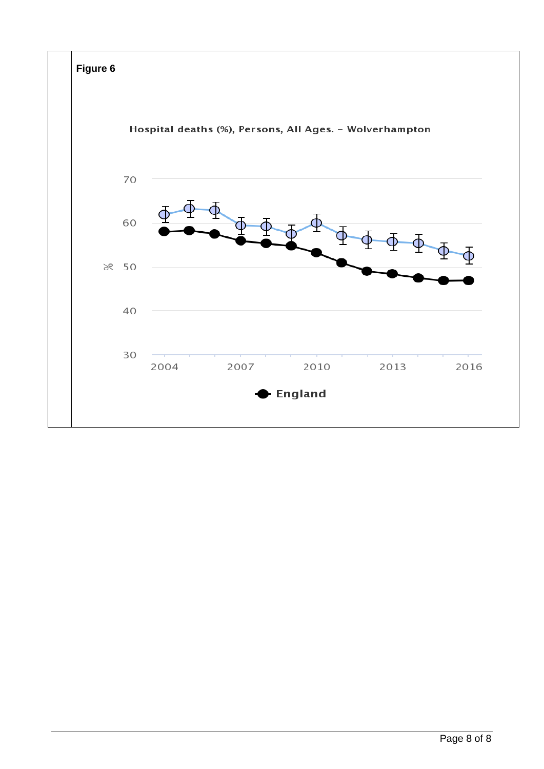**Figure 6**

Hospital deaths (%), Persons, All Ages. - Wolverhampton

70
60
50
40
30

%

2004
2007
2010
2013
2016

England